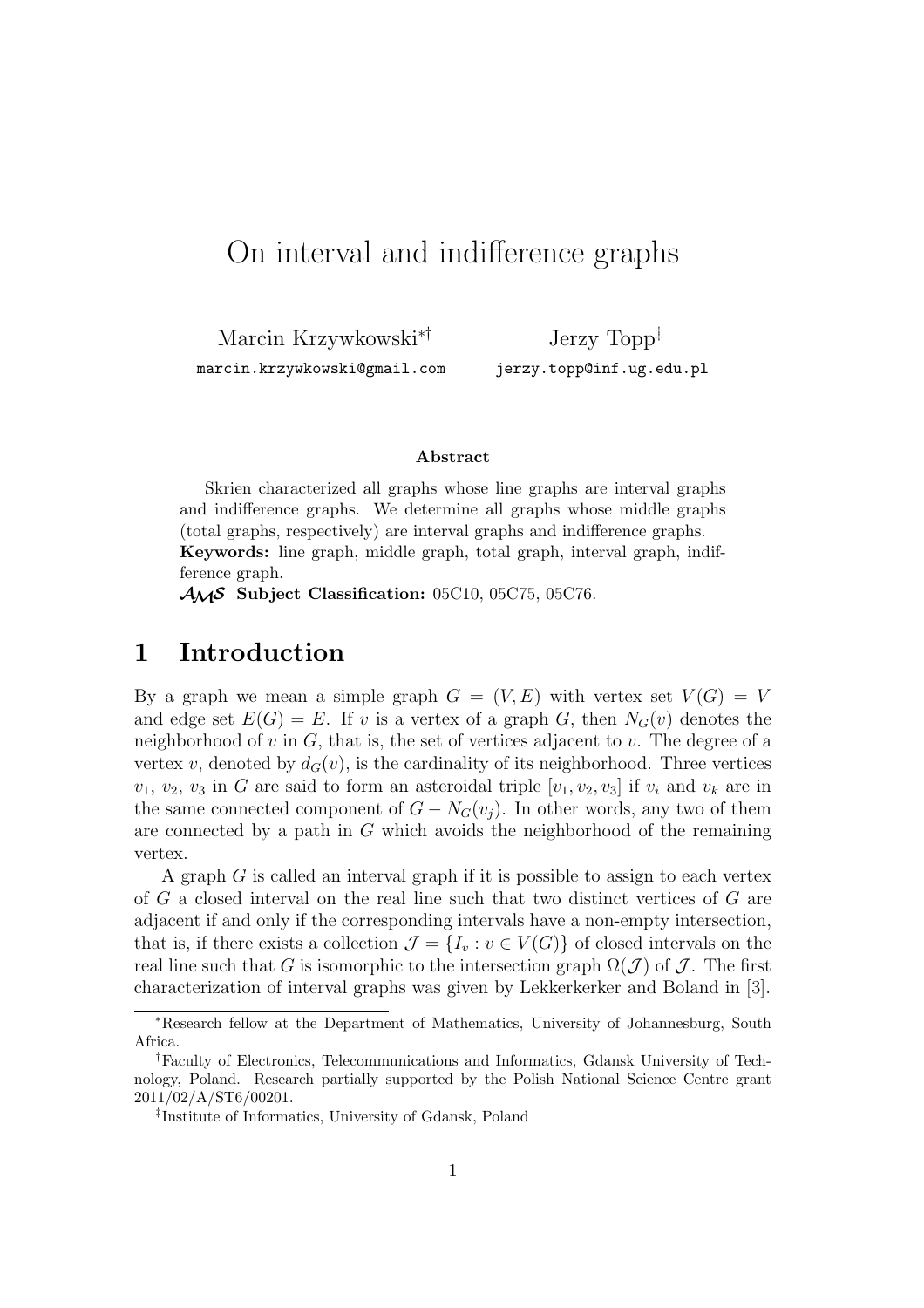# On interval and indifference graphs

Marcin Krzywkowski[*][†]
marcin.krzywkowski@gmail.com

Jerzy Topp[‡]
jerzy.topp@inf.ug.edu.pl

**Abstract**

Skrien characterized all graphs whose line graphs are interval graphs and indifference graphs. We determine all graphs whose middle graphs (total graphs, respectively) are interval graphs and indifference graphs.

**Keywords:** line graph, middle graph, total graph, interval graph, indifference graph.

**AMS Subject Classification:** 05C10, 05C75, 05C76.

## 1 Introduction

By a graph we mean a simple graph $G = (V, E)$ with vertex set $V(G) = V$ and edge set $E(G) = E$. If $v$ is a vertex of a graph $G$, then $N_G(v)$ denotes the neighborhood of $v$ in $G$, that is, the set of vertices adjacent to $v$. The degree of a vertex $v$, denoted by $d_G(v)$, is the cardinality of its neighborhood. Three vertices $v_1$, $v_2$, $v_3$ in $G$ are said to form an asteroidal triple $[v_1, v_2, v_3]$ if $v_i$ and $v_k$ are in the same connected component of $G - N_G(v_j)$. In other words, any two of them are connected by a path in $G$ which avoids the neighborhood of the remaining vertex.

A graph $G$ is called an interval graph if it is possible to assign to each vertex of $G$ a closed interval on the real line such that two distinct vertices of $G$ are adjacent if and only if the corresponding intervals have a non-empty intersection, that is, if there exists a collection $\mathcal{J} = \{I_v : v \in V(G)\}$ of closed intervals on the real line such that $G$ is isomorphic to the intersection graph $\Omega(\mathcal{J})$ of $\mathcal{J}$. The first characterization of interval graphs was given by Lekkerkerker and Boland in [3].

---

[*]Research fellow at the Department of Mathematics, University of Johannesburg, South Africa.

[†]Faculty of Electronics, Telecommunications and Informatics, Gdansk University of Technology, Poland. Research partially supported by the Polish National Science Centre grant 2011/02/A/ST6/00201.

[‡]Institute of Informatics, University of Gdansk, Poland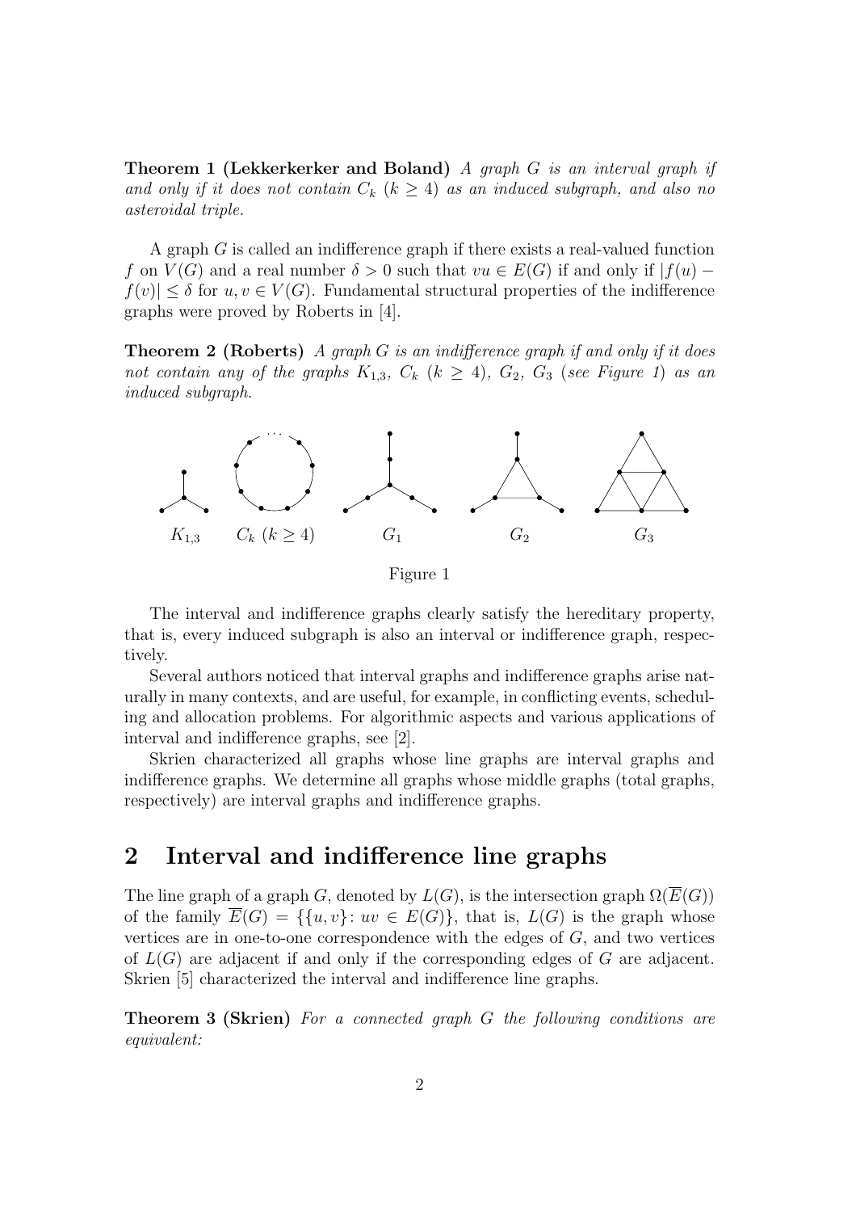**Theorem 1 (Lekkerkerker and Boland)** *A graph $G$ is an interval graph if and only if it does not contain $C_k$ ($k \geq 4$) as an induced subgraph, and also no asteroidal triple.*

A graph $G$ is called an indifference graph if there exists a real-valued function $f$ on $V(G)$ and a real number $\delta > 0$ such that $vu \in E(G)$ if and only if $|f(u) - f(v)| \leq \delta$ for $u, v \in V(G)$. Fundamental structural properties of the indifference graphs were proved by Roberts in [4].

**Theorem 2 (Roberts)** *A graph $G$ is an indifference graph if and only if it does not contain any of the graphs $K_{1,3}$, $C_k$ ($k \geq 4$), $G_2$, $G_3$ (see Figure 1) as an induced subgraph.*

$K_{1,3}$ $\quad$ $C_k$ ($k \geq 4$) $\quad$ $G_1$ $\quad$ $G_2$ $\quad$ $G_3$

Figure 1

The interval and indifference graphs clearly satisfy the hereditary property, that is, every induced subgraph is also an interval or indifference graph, respectively.

Several authors noticed that interval graphs and indifference graphs arise naturally in many contexts, and are useful, for example, in conflicting events, scheduling and allocation problems. For algorithmic aspects and various applications of interval and indifference graphs, see [2].

Skrien characterized all graphs whose line graphs are interval graphs and indifference graphs. We determine all graphs whose middle graphs (total graphs, respectively) are interval graphs and indifference graphs.

## 2 Interval and indifference line graphs

The line graph of a graph $G$, denoted by $L(G)$, is the intersection graph $\Omega(\overline{E}(G))$ of the family $\overline{E}(G) = \{\{u, v\} : uv \in E(G)\}$, that is, $L(G)$ is the graph whose vertices are in one-to-one correspondence with the edges of $G$, and two vertices of $L(G)$ are adjacent if and only if the corresponding edges of $G$ are adjacent. Skrien [5] characterized the interval and indifference line graphs.

**Theorem 3 (Skrien)** *For a connected graph $G$ the following conditions are equivalent:*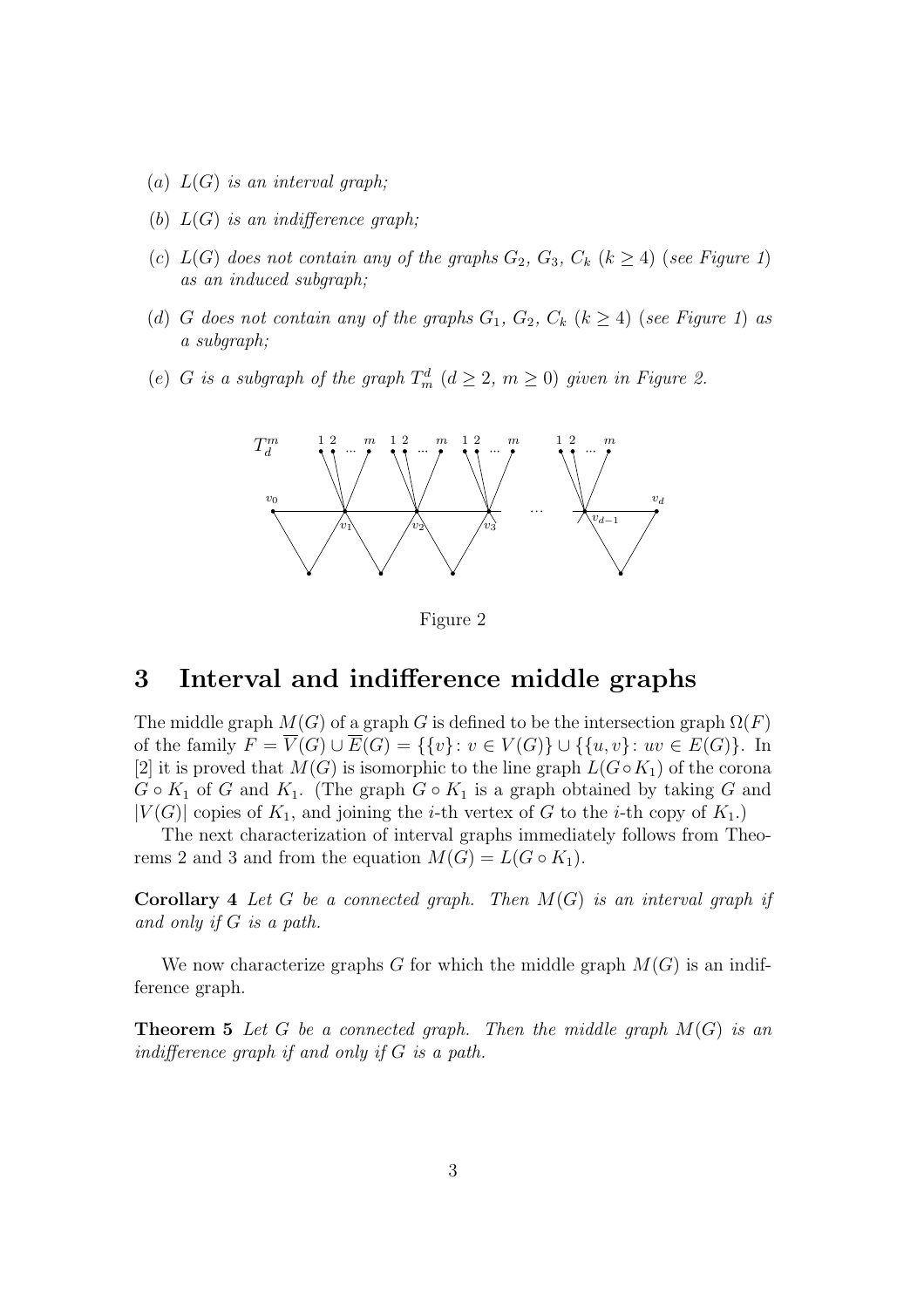(*a*) *$L(G)$ is an interval graph;*

(*b*) *$L(G)$ is an indifference graph;*

(*c*) *$L(G)$ does not contain any of the graphs $G_2$, $G_3$, $C_k$ ($k \geq 4$) (see Figure 1) as an induced subgraph;*

(*d*) *$G$ does not contain any of the graphs $G_1$, $G_2$, $C_k$ ($k \geq 4$) (see Figure 1) as a subgraph;*

(*e*) *$G$ is a subgraph of the graph $T_m^d$ ($d \geq 2$, $m \geq 0$) given in Figure 2.*

Figure 2

## 3 Interval and indifference middle graphs

The middle graph $M(G)$ of a graph $G$ is defined to be the intersection graph $\Omega(F)$ of the family $F = \overline{V}(G) \cup \overline{E}(G) = \{\{v\} : v \in V(G)\} \cup \{\{u, v\} : uv \in E(G)\}$. In [2] it is proved that $M(G)$ is isomorphic to the line graph $L(G \circ K_1)$ of the corona $G \circ K_1$ of $G$ and $K_1$. (The graph $G \circ K_1$ is a graph obtained by taking $G$ and $|V(G)|$ copies of $K_1$, and joining the $i$-th vertex of $G$ to the $i$-th copy of $K_1$.)

The next characterization of interval graphs immediately follows from Theorems 2 and 3 and from the equation $M(G) = L(G \circ K_1)$.

**Corollary 4** *Let $G$ be a connected graph. Then $M(G)$ is an interval graph if and only if $G$ is a path.*

We now characterize graphs $G$ for which the middle graph $M(G)$ is an indifference graph.

**Theorem 5** *Let $G$ be a connected graph. Then the middle graph $M(G)$ is an indifference graph if and only if $G$ is a path.*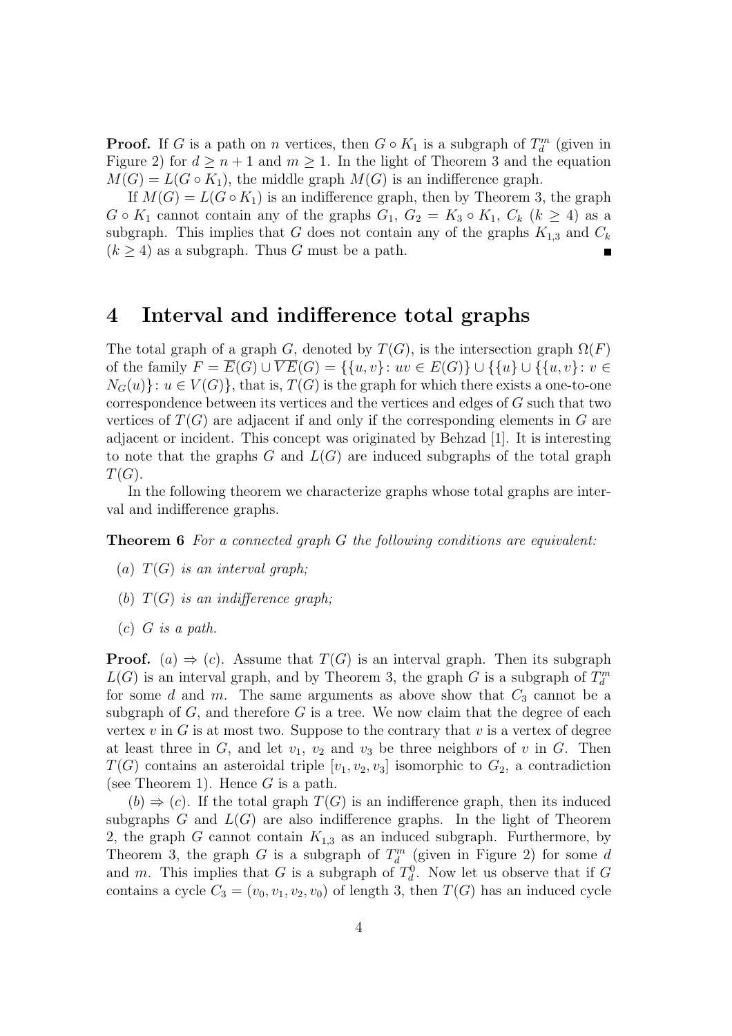**Proof.** If $G$ is a path on $n$ vertices, then $G \circ K_1$ is a subgraph of $T_d^m$ (given in Figure 2) for $d \geq n+1$ and $m \geq 1$. In the light of Theorem 3 and the equation $M(G) = L(G \circ K_1)$, the middle graph $M(G)$ is an indifference graph.

If $M(G) = L(G \circ K_1)$ is an indifference graph, then by Theorem 3, the graph $G \circ K_1$ cannot contain any of the graphs $G_1$, $G_2 = K_3 \circ K_1$, $C_k$ $(k \geq 4)$ as a subgraph. This implies that $G$ does not contain any of the graphs $K_{1,3}$ and $C_k$ $(k \geq 4)$ as a subgraph. Thus $G$ must be a path. ∎

## 4 Interval and indifference total graphs

The total graph of a graph $G$, denoted by $T(G)$, is the intersection graph $\Omega(F)$ of the family $F = \overline{E}(G) \cup \overline{VE}(G) = \{\{u,v\} \colon uv \in E(G)\} \cup \{\{u\} \cup \{\{u,v\} \colon v \in N_G(u)\} \colon u \in V(G)\}$, that is, $T(G)$ is the graph for which there exists a one-to-one correspondence between its vertices and the vertices and edges of $G$ such that two vertices of $T(G)$ are adjacent if and only if the corresponding elements in $G$ are adjacent or incident. This concept was originated by Behzad [1]. It is interesting to note that the graphs $G$ and $L(G)$ are induced subgraphs of the total graph $T(G)$.

In the following theorem we characterize graphs whose total graphs are interval and indifference graphs.

**Theorem 6** *For a connected graph $G$ the following conditions are equivalent:*

- $(a)$ *$T(G)$ is an interval graph;*
- $(b)$ *$T(G)$ is an indifference graph;*
- $(c)$ *$G$ is a path.*

**Proof.** $(a) \Rightarrow (c)$. Assume that $T(G)$ is an interval graph. Then its subgraph $L(G)$ is an interval graph, and by Theorem 3, the graph $G$ is a subgraph of $T_d^m$ for some $d$ and $m$. The same arguments as above show that $C_3$ cannot be a subgraph of $G$, and therefore $G$ is a tree. We now claim that the degree of each vertex $v$ in $G$ is at most two. Suppose to the contrary that $v$ is a vertex of degree at least three in $G$, and let $v_1$, $v_2$ and $v_3$ be three neighbors of $v$ in $G$. Then $T(G)$ contains an asteroidal triple $[v_1, v_2, v_3]$ isomorphic to $G_2$, a contradiction (see Theorem 1). Hence $G$ is a path.

$(b) \Rightarrow (c)$. If the total graph $T(G)$ is an indifference graph, then its induced subgraphs $G$ and $L(G)$ are also indifference graphs. In the light of Theorem 2, the graph $G$ cannot contain $K_{1,3}$ as an induced subgraph. Furthermore, by Theorem 3, the graph $G$ is a subgraph of $T_d^m$ (given in Figure 2) for some $d$ and $m$. This implies that $G$ is a subgraph of $T_d^0$. Now let us observe that if $G$ contains a cycle $C_3 = (v_0, v_1, v_2, v_0)$ of length 3, then $T(G)$ has an induced cycle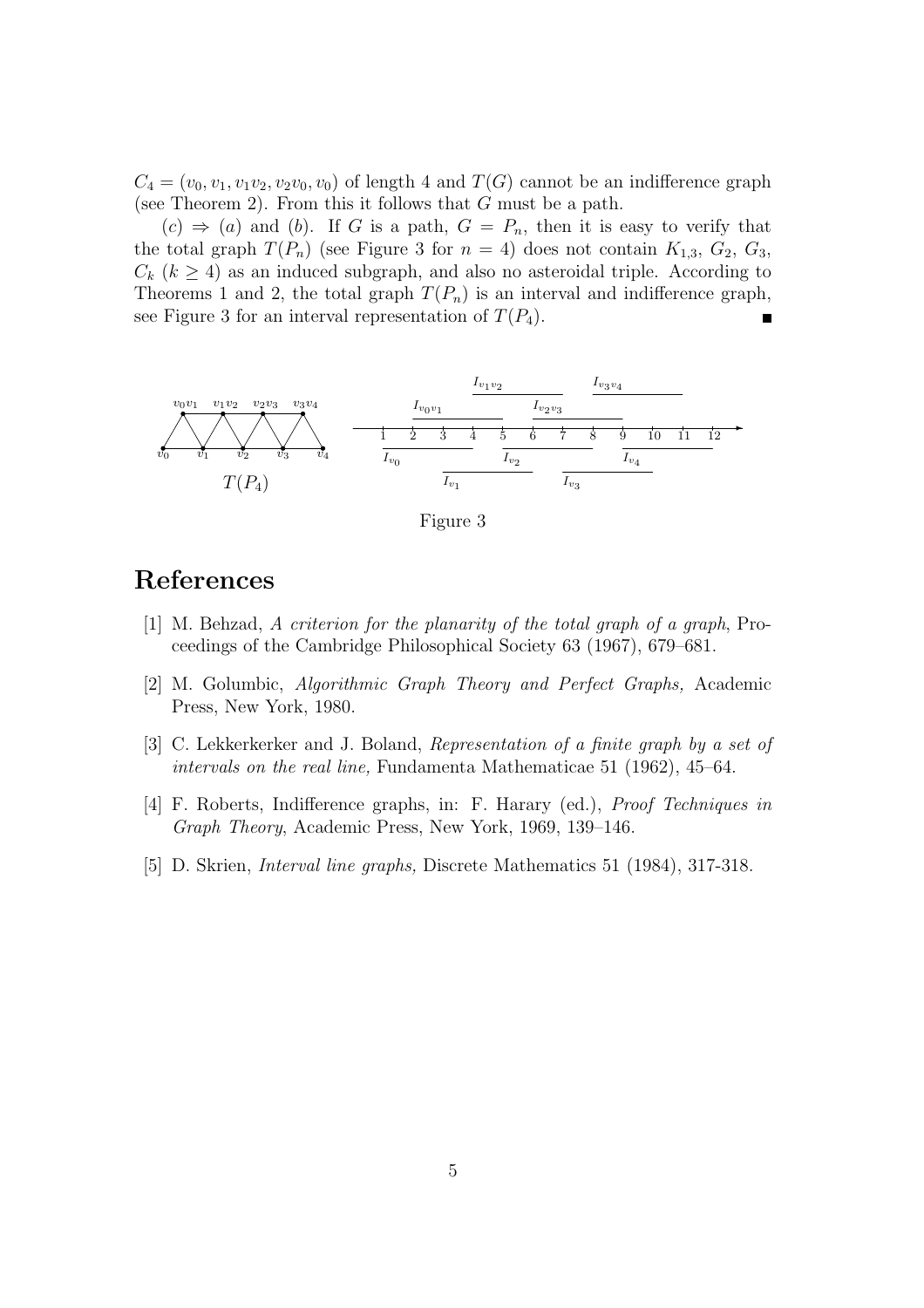$C_4 = (v_0, v_1, v_1v_2, v_2v_0, v_0)$ of length 4 and $T(G)$ cannot be an indifference graph (see Theorem 2). From this it follows that $G$ must be a path.

$(c) \Rightarrow (a)$ and $(b)$. If $G$ is a path, $G = P_n$, then it is easy to verify that the total graph $T(P_n)$ (see Figure 3 for $n = 4$) does not contain $K_{1,3}$, $G_2$, $G_3$, $C_k$ $(k \geq 4)$ as an induced subgraph, and also no asteroidal triple. According to Theorems 1 and 2, the total graph $T(P_n)$ is an interval and indifference graph, see Figure 3 for an interval representation of $T(P_4)$. ∎

$v_0v_1$ $v_1v_2$ $v_2v_3$ $v_3v_4$

$v_0$ $v_1$ $v_2$ $v_3$ $v_4$

$T(P_4)$

$I_{v_1v_2}$ $I_{v_3v_4}$ $I_{v_0v_1}$ $I_{v_2v_3}$

1 2 3 4 5 6 7 8 9 10 11 12

$I_{v_0}$ $I_{v_2}$ $I_{v_4}$ $I_{v_1}$ $I_{v_3}$

Figure 3

## References

[1] M. Behzad, *A criterion for the planarity of the total graph of a graph*, Proceedings of the Cambridge Philosophical Society 63 (1967), 679–681.

[2] M. Golumbic, *Algorithmic Graph Theory and Perfect Graphs,* Academic Press, New York, 1980.

[3] C. Lekkerkerker and J. Boland, *Representation of a finite graph by a set of intervals on the real line,* Fundamenta Mathematicae 51 (1962), 45–64.

[4] F. Roberts, Indifference graphs, in: F. Harary (ed.), *Proof Techniques in Graph Theory*, Academic Press, New York, 1969, 139–146.

[5] D. Skrien, *Interval line graphs,* Discrete Mathematics 51 (1984), 317-318.